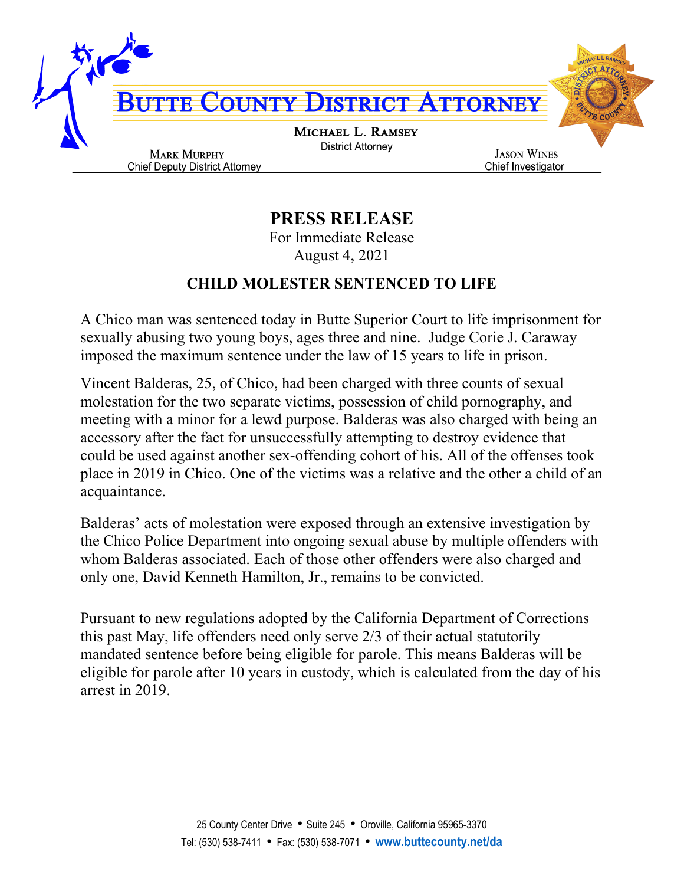# BUTTE COUNTY DISTRICT ATTORNEY

**MICHAEL L. RAMSEY**
District Attorney

**MARK MURPHY**
Chief Deputy District Attorney

**JASON WINES**
Chief Investigator

## PRESS RELEASE

For Immediate Release
August 4, 2021

### CHILD MOLESTER SENTENCED TO LIFE

A Chico man was sentenced today in Butte Superior Court to life imprisonment for sexually abusing two young boys, ages three and nine. Judge Corie J. Caraway imposed the maximum sentence under the law of 15 years to life in prison.

Vincent Balderas, 25, of Chico, had been charged with three counts of sexual molestation for the two separate victims, possession of child pornography, and meeting with a minor for a lewd purpose. Balderas was also charged with being an accessory after the fact for unsuccessfully attempting to destroy evidence that could be used against another sex-offending cohort of his. All of the offenses took place in 2019 in Chico. One of the victims was a relative and the other a child of an acquaintance.

Balderas' acts of molestation were exposed through an extensive investigation by the Chico Police Department into ongoing sexual abuse by multiple offenders with whom Balderas associated. Each of those other offenders were also charged and only one, David Kenneth Hamilton, Jr., remains to be convicted.

Pursuant to new regulations adopted by the California Department of Corrections this past May, life offenders need only serve 2/3 of their actual statutorily mandated sentence before being eligible for parole. This means Balderas will be eligible for parole after 10 years in custody, which is calculated from the day of his arrest in 2019.

25 County Center Drive • Suite 245 • Oroville, California 95965-3370
Tel: (530) 538-7411 • Fax: (530) 538-7071 • www.buttecounty.net/da